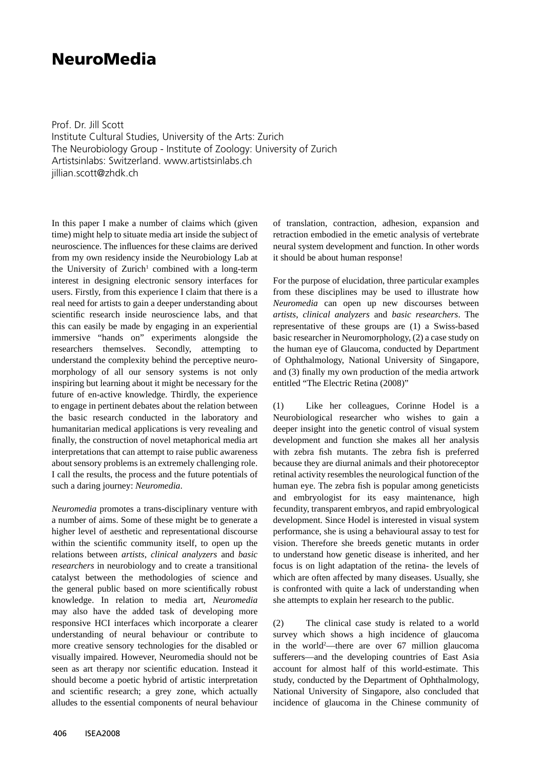# NeuroMedia

Prof. Dr. Jill Scott
Institute Cultural Studies, University of the Arts: Zurich
The Neurobiology Group - Institute of Zoology: University of Zurich
Artistsinlabs: Switzerland. www.artistsinlabs.ch
jillian.scott@zhdk.ch

In this paper I make a number of claims which (given time) might help to situate media art inside the subject of neuroscience. The influences for these claims are derived from my own residency inside the Neurobiology Lab at the University of Zurich[1] combined with a long-term interest in designing electronic sensory interfaces for users. Firstly, from this experience I claim that there is a real need for artists to gain a deeper understanding about scientific research inside neuroscience labs, and that this can easily be made by engaging in an experiential immersive "hands on" experiments alongside the researchers themselves. Secondly, attempting to understand the complexity behind the perceptive neuro-morphology of all our sensory systems is not only inspiring but learning about it might be necessary for the future of en-active knowledge. Thirdly, the experience to engage in pertinent debates about the relation between the basic research conducted in the laboratory and humanitarian medical applications is very revealing and finally, the construction of novel metaphorical media art interpretations that can attempt to raise public awareness about sensory problems is an extremely challenging role. I call the results, the process and the future potentials of such a daring journey: *Neuromedia*.

*Neuromedia* promotes a trans-disciplinary venture with a number of aims. Some of these might be to generate a higher level of aesthetic and representational discourse within the scientific community itself, to open up the relations between *artists*, *clinical analyzers* and *basic researchers* in neurobiology and to create a transitional catalyst between the methodologies of science and the general public based on more scientifically robust knowledge. In relation to media art, *Neuromedia* may also have the added task of developing more responsive HCI interfaces which incorporate a clearer understanding of neural behaviour or contribute to more creative sensory technologies for the disabled or visually impaired. However, Neuromedia should not be seen as art therapy nor scientific education. Instead it should become a poetic hybrid of artistic interpretation and scientific research; a grey zone, which actually alludes to the essential components of neural behaviour of translation, contraction, adhesion, expansion and retraction embodied in the emetic analysis of vertebrate neural system development and function. In other words it should be about human response!

For the purpose of elucidation, three particular examples from these disciplines may be used to illustrate how *Neuromedia* can open up new discourses between *artists*, *clinical analyzers* and *basic researchers*. The representative of these groups are (1) a Swiss-based basic researcher in Neuromorphology, (2) a case study on the human eye of Glaucoma, conducted by Department of Ophthalmology, National University of Singapore, and (3) finally my own production of the media artwork entitled "The Electric Retina (2008)"

(1) Like her colleagues, Corinne Hodel is a Neurobiological researcher who wishes to gain a deeper insight into the genetic control of visual system development and function she makes all her analysis with zebra fish mutants. The zebra fish is preferred because they are diurnal animals and their photoreceptor retinal activity resembles the neurological function of the human eye. The zebra fish is popular among geneticists and embryologist for its easy maintenance, high fecundity, transparent embryos, and rapid embryological development. Since Hodel is interested in visual system performance, she is using a behavioural assay to test for vision. Therefore she breeds genetic mutants in order to understand how genetic disease is inherited, and her focus is on light adaptation of the retina- the levels of which are often affected by many diseases. Usually, she is confronted with quite a lack of understanding when she attempts to explain her research to the public.

(2) The clinical case study is related to a world survey which shows a high incidence of glaucoma in the world[2]—there are over 67 million glaucoma sufferers—and the developing countries of East Asia account for almost half of this world-estimate. This study, conducted by the Department of Ophthalmology, National University of Singapore, also concluded that incidence of glaucoma in the Chinese community of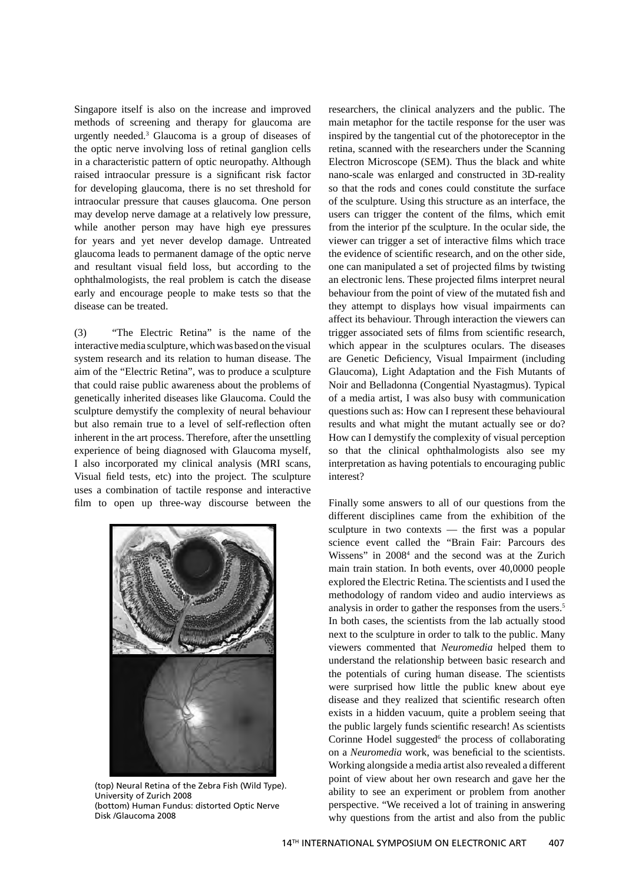Singapore itself is also on the increase and improved methods of screening and therapy for glaucoma are urgently needed.[3] Glaucoma is a group of diseases of the optic nerve involving loss of retinal ganglion cells in a characteristic pattern of optic neuropathy. Although raised intraocular pressure is a significant risk factor for developing glaucoma, there is no set threshold for intraocular pressure that causes glaucoma. One person may develop nerve damage at a relatively low pressure, while another person may have high eye pressures for years and yet never develop damage. Untreated glaucoma leads to permanent damage of the optic nerve and resultant visual field loss, but according to the ophthalmologists, the real problem is catch the disease early and encourage people to make tests so that the disease can be treated.

(3) "The Electric Retina" is the name of the interactive media sculpture, which was based on the visual system research and its relation to human disease. The aim of the "Electric Retina", was to produce a sculpture that could raise public awareness about the problems of genetically inherited diseases like Glaucoma. Could the sculpture demystify the complexity of neural behaviour but also remain true to a level of self-reflection often inherent in the art process. Therefore, after the unsettling experience of being diagnosed with Glaucoma myself, I also incorporated my clinical analysis (MRI scans, Visual field tests, etc) into the project. The sculpture uses a combination of tactile response and interactive film to open up three-way discourse between the researchers, the clinical analyzers and the public. The main metaphor for the tactile response for the user was inspired by the tangential cut of the photoreceptor in the retina, scanned with the researchers under the Scanning Electron Microscope (SEM). Thus the black and white nano-scale was enlarged and constructed in 3D-reality so that the rods and cones could constitute the surface of the sculpture. Using this structure as an interface, the users can trigger the content of the films, which emit from the interior pf the sculpture. In the ocular side, the viewer can trigger a set of interactive films which trace the evidence of scientific research, and on the other side, one can manipulated a set of projected films by twisting an electronic lens. These projected films interpret neural behaviour from the point of view of the mutated fish and they attempt to displays how visual impairments can affect its behaviour. Through interaction the viewers can trigger associated sets of films from scientific research, which appear in the sculptures oculars. The diseases are Genetic Deficiency, Visual Impairment (including Glaucoma), Light Adaptation and the Fish Mutants of Noir and Belladonna (Congential Nyastagmus). Typical of a media artist, I was also busy with communication questions such as: How can I represent these behavioural results and what might the mutant actually see or do? How can I demystify the complexity of visual perception so that the clinical ophthalmologists also see my interpretation as having potentials to encouraging public interest?

(top) Neural Retina of the Zebra Fish (Wild Type). University of Zurich 2008
(bottom) Human Fundus: distorted Optic Nerve Disk /Glaucoma 2008

Finally some answers to all of our questions from the different disciplines came from the exhibition of the sculpture in two contexts — the first was a popular science event called the "Brain Fair: Parcours des Wissens" in 2008[4] and the second was at the Zurich main train station. In both events, over 40,0000 people explored the Electric Retina. The scientists and I used the methodology of random video and audio interviews as analysis in order to gather the responses from the users.[5] In both cases, the scientists from the lab actually stood next to the sculpture in order to talk to the public. Many viewers commented that *Neuromedia* helped them to understand the relationship between basic research and the potentials of curing human disease. The scientists were surprised how little the public knew about eye disease and they realized that scientific research often exists in a hidden vacuum, quite a problem seeing that the public largely funds scientific research! As scientists Corinne Hodel suggested[6] the process of collaborating on a *Neuromedia* work, was beneficial to the scientists. Working alongside a media artist also revealed a different point of view about her own research and gave her the ability to see an experiment or problem from another perspective. "We received a lot of training in answering why questions from the artist and also from the public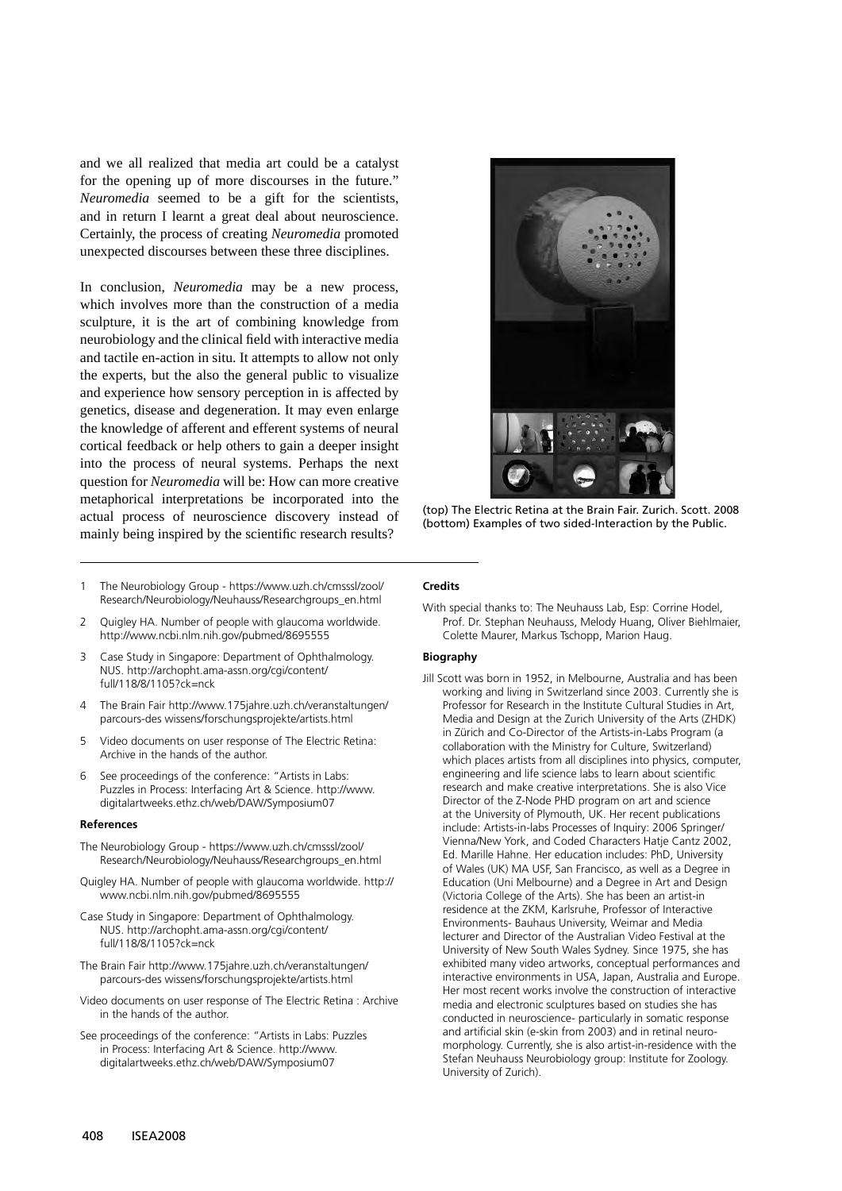and we all realized that media art could be a catalyst for the opening up of more discourses in the future." *Neuromedia* seemed to be a gift for the scientists, and in return I learnt a great deal about neuroscience. Certainly, the process of creating *Neuromedia* promoted unexpected discourses between these three disciplines.

In conclusion, *Neuromedia* may be a new process, which involves more than the construction of a media sculpture, it is the art of combining knowledge from neurobiology and the clinical field with interactive media and tactile en-action in situ. It attempts to allow not only the experts, but the also the general public to visualize and experience how sensory perception in is affected by genetics, disease and degeneration. It may even enlarge the knowledge of afferent and efferent systems of neural cortical feedback or help others to gain a deeper insight into the process of neural systems. Perhaps the next question for *Neuromedia* will be: How can more creative metaphorical interpretations be incorporated into the actual process of neuroscience discovery instead of mainly being inspired by the scientific research results?

(top) The Electric Retina at the Brain Fair. Zurich. Scott. 2008
(bottom) Examples of two sided-Interaction by the Public.

---

1 The Neurobiology Group - https://www.uzh.ch/cmsssl/zool/Research/Neurobiology/Neuhauss/Researchgroups_en.html

2 Quigley HA. Number of people with glaucoma worldwide. http://www.ncbi.nlm.nih.gov/pubmed/8695555

3 Case Study in Singapore: Department of Ophthalmology. NUS. http://archopht.ama-assn.org/cgi/content/full/118/8/1105?ck=nck

4 The Brain Fair http://www.175jahre.uzh.ch/veranstaltungen/parcours-des wissens/forschungsprojekte/artists.html

5 Video documents on user response of The Electric Retina: Archive in the hands of the author.

6 See proceedings of the conference: "Artists in Labs: Puzzles in Process: Interfacing Art & Science. http://www.digitalartweeks.ethz.ch/web/DAW/Symposium07

**References**

The Neurobiology Group - https://www.uzh.ch/cmsssl/zool/Research/Neurobiology/Neuhauss/Researchgroups_en.html

Quigley HA. Number of people with glaucoma worldwide. http://www.ncbi.nlm.nih.gov/pubmed/8695555

Case Study in Singapore: Department of Ophthalmology. NUS. http://archopht.ama-assn.org/cgi/content/full/118/8/1105?ck=nck

The Brain Fair http://www.175jahre.uzh.ch/veranstaltungen/parcours-des wissens/forschungsprojekte/artists.html

Video documents on user response of The Electric Retina : Archive in the hands of the author.

See proceedings of the conference: "Artists in Labs: Puzzles in Process: Interfacing Art & Science. http://www.digitalartweeks.ethz.ch/web/DAW/Symposium07

**Credits**

With special thanks to: The Neuhauss Lab, Esp: Corrine Hodel, Prof. Dr. Stephan Neuhauss, Melody Huang, Oliver Biehlmaier, Colette Maurer, Markus Tschopp, Marion Haug.

**Biography**

Jill Scott was born in 1952, in Melbourne, Australia and has been working and living in Switzerland since 2003. Currently she is Professor for Research in the Institute Cultural Studies in Art, Media and Design at the Zurich University of the Arts (ZHDK) in Zürich and Co-Director of the Artists-in-Labs Program (a collaboration with the Ministry for Culture, Switzerland) which places artists from all disciplines into physics, computer, engineering and life science labs to learn about scientific research and make creative interpretations. She is also Vice Director of the Z-Node PHD program on art and science at the University of Plymouth, UK. Her recent publications include: Artists-in-labs Processes of Inquiry: 2006 Springer/Vienna/New York, and Coded Characters Hatje Cantz 2002, Ed. Marille Hahne. Her education includes: PhD, University of Wales (UK) MA USF, San Francisco, as well as a Degree in Education (Uni Melbourne) and a Degree in Art and Design (Victoria College of the Arts). She has been an artist-in residence at the ZKM, Karlsruhe, Professor of Interactive Environments- Bauhaus University, Weimar and Media lecturer and Director of the Australian Video Festival at the University of New South Wales Sydney. Since 1975, she has exhibited many video artworks, conceptual performances and interactive environments in USA, Japan, Australia and Europe. Her most recent works involve the construction of interactive media and electronic sculptures based on studies she has conducted in neuroscience- particularly in somatic response and artificial skin (e-skin from 2003) and in retinal neuro-morphology. Currently, she is also artist-in-residence with the Stefan Neuhauss Neurobiology group: Institute for Zoology. University of Zurich).